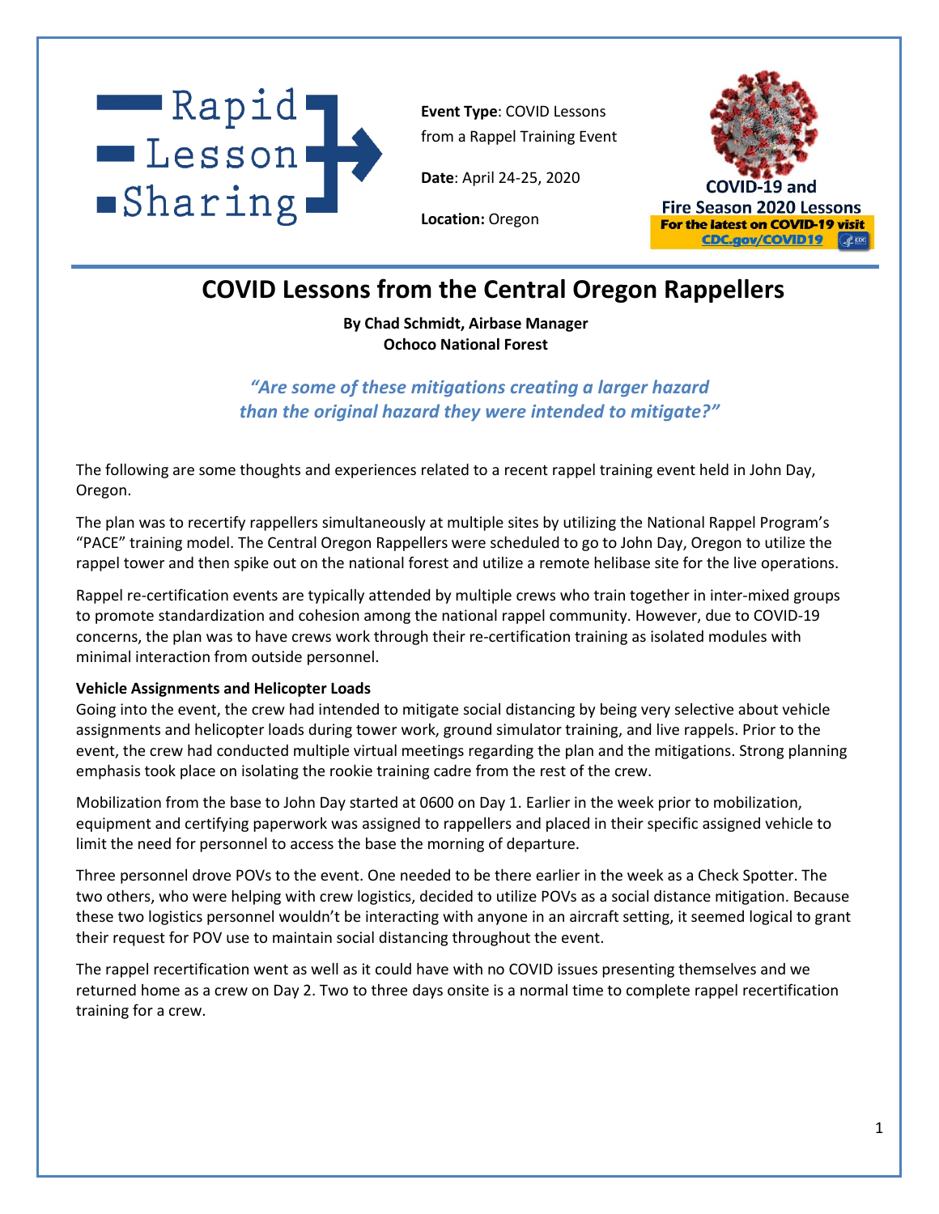Rapid Lesson Sharing

**Event Type**: COVID Lessons from a Rappel Training Event

**Date**: April 24-25, 2020

**Location:** Oregon

COVID-19 and Fire Season 2020 Lessons
For the latest on COVID-19 visit CDC.gov/COVID19

# COVID Lessons from the Central Oregon Rappellers

**By Chad Schmidt, Airbase Manager**
**Ochoco National Forest**

*"Are some of these mitigations creating a larger hazard than the original hazard they were intended to mitigate?"*

The following are some thoughts and experiences related to a recent rappel training event held in John Day, Oregon.

The plan was to recertify rappellers simultaneously at multiple sites by utilizing the National Rappel Program's "PACE" training model. The Central Oregon Rappellers were scheduled to go to John Day, Oregon to utilize the rappel tower and then spike out on the national forest and utilize a remote helibase site for the live operations.

Rappel re-certification events are typically attended by multiple crews who train together in inter-mixed groups to promote standardization and cohesion among the national rappel community. However, due to COVID-19 concerns, the plan was to have crews work through their re-certification training as isolated modules with minimal interaction from outside personnel.

**Vehicle Assignments and Helicopter Loads**

Going into the event, the crew had intended to mitigate social distancing by being very selective about vehicle assignments and helicopter loads during tower work, ground simulator training, and live rappels. Prior to the event, the crew had conducted multiple virtual meetings regarding the plan and the mitigations. Strong planning emphasis took place on isolating the rookie training cadre from the rest of the crew.

Mobilization from the base to John Day started at 0600 on Day 1. Earlier in the week prior to mobilization, equipment and certifying paperwork was assigned to rappellers and placed in their specific assigned vehicle to limit the need for personnel to access the base the morning of departure.

Three personnel drove POVs to the event. One needed to be there earlier in the week as a Check Spotter. The two others, who were helping with crew logistics, decided to utilize POVs as a social distance mitigation. Because these two logistics personnel wouldn't be interacting with anyone in an aircraft setting, it seemed logical to grant their request for POV use to maintain social distancing throughout the event.

The rappel recertification went as well as it could have with no COVID issues presenting themselves and we returned home as a crew on Day 2. Two to three days onsite is a normal time to complete rappel recertification training for a crew.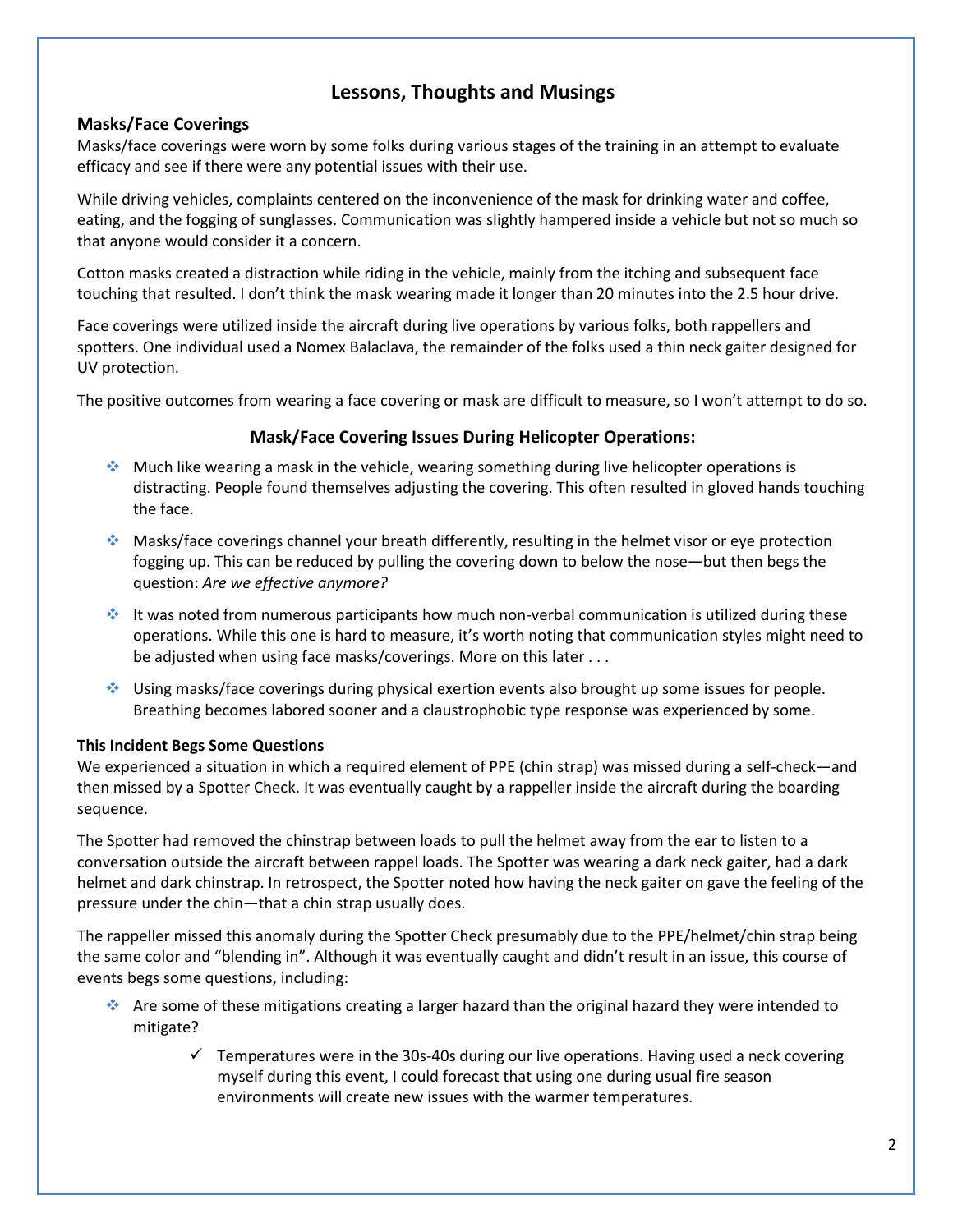# Lessons, Thoughts and Musings

## Masks/Face Coverings

Masks/face coverings were worn by some folks during various stages of the training in an attempt to evaluate efficacy and see if there were any potential issues with their use.

While driving vehicles, complaints centered on the inconvenience of the mask for drinking water and coffee, eating, and the fogging of sunglasses. Communication was slightly hampered inside a vehicle but not so much so that anyone would consider it a concern.

Cotton masks created a distraction while riding in the vehicle, mainly from the itching and subsequent face touching that resulted. I don't think the mask wearing made it longer than 20 minutes into the 2.5 hour drive.

Face coverings were utilized inside the aircraft during live operations by various folks, both rappellers and spotters. One individual used a Nomex Balaclava, the remainder of the folks used a thin neck gaiter designed for UV protection.

The positive outcomes from wearing a face covering or mask are difficult to measure, so I won't attempt to do so.

### Mask/Face Covering Issues During Helicopter Operations:

- Much like wearing a mask in the vehicle, wearing something during live helicopter operations is distracting. People found themselves adjusting the covering. This often resulted in gloved hands touching the face.
- Masks/face coverings channel your breath differently, resulting in the helmet visor or eye protection fogging up. This can be reduced by pulling the covering down to below the nose—but then begs the question: *Are we effective anymore?*
- It was noted from numerous participants how much non-verbal communication is utilized during these operations. While this one is hard to measure, it's worth noting that communication styles might need to be adjusted when using face masks/coverings. More on this later . . .
- Using masks/face coverings during physical exertion events also brought up some issues for people. Breathing becomes labored sooner and a claustrophobic type response was experienced by some.

#### This Incident Begs Some Questions

We experienced a situation in which a required element of PPE (chin strap) was missed during a self-check—and then missed by a Spotter Check. It was eventually caught by a rappeller inside the aircraft during the boarding sequence.

The Spotter had removed the chinstrap between loads to pull the helmet away from the ear to listen to a conversation outside the aircraft between rappel loads. The Spotter was wearing a dark neck gaiter, had a dark helmet and dark chinstrap. In retrospect, the Spotter noted how having the neck gaiter on gave the feeling of the pressure under the chin—that a chin strap usually does.

The rappeller missed this anomaly during the Spotter Check presumably due to the PPE/helmet/chin strap being the same color and "blending in". Although it was eventually caught and didn't result in an issue, this course of events begs some questions, including:

- Are some of these mitigations creating a larger hazard than the original hazard they were intended to mitigate?
  - ✓ Temperatures were in the 30s-40s during our live operations. Having used a neck covering myself during this event, I could forecast that using one during usual fire season environments will create new issues with the warmer temperatures.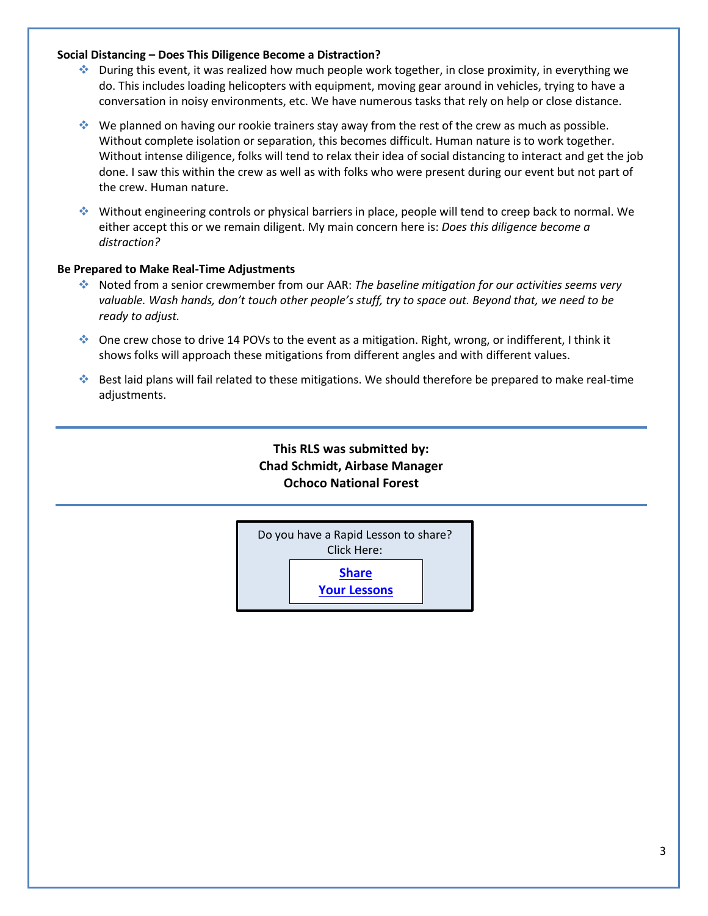**Social Distancing – Does This Diligence Become a Distraction?**

- During this event, it was realized how much people work together, in close proximity, in everything we do. This includes loading helicopters with equipment, moving gear around in vehicles, trying to have a conversation in noisy environments, etc. We have numerous tasks that rely on help or close distance.
- We planned on having our rookie trainers stay away from the rest of the crew as much as possible. Without complete isolation or separation, this becomes difficult. Human nature is to work together. Without intense diligence, folks will tend to relax their idea of social distancing to interact and get the job done. I saw this within the crew as well as with folks who were present during our event but not part of the crew. Human nature.
- Without engineering controls or physical barriers in place, people will tend to creep back to normal. We either accept this or we remain diligent. My main concern here is: *Does this diligence become a distraction?*

**Be Prepared to Make Real-Time Adjustments**

- Noted from a senior crewmember from our AAR: *The baseline mitigation for our activities seems very valuable. Wash hands, don't touch other people's stuff, try to space out. Beyond that, we need to be ready to adjust.*
- One crew chose to drive 14 POVs to the event as a mitigation. Right, wrong, or indifferent, I think it shows folks will approach these mitigations from different angles and with different values.
- Best laid plans will fail related to these mitigations. We should therefore be prepared to make real-time adjustments.

---

**This RLS was submitted by:**
**Chad Schmidt, Airbase Manager**
**Ochoco National Forest**

---

Do you have a Rapid Lesson to share? Click Here:

**Share Your Lessons**